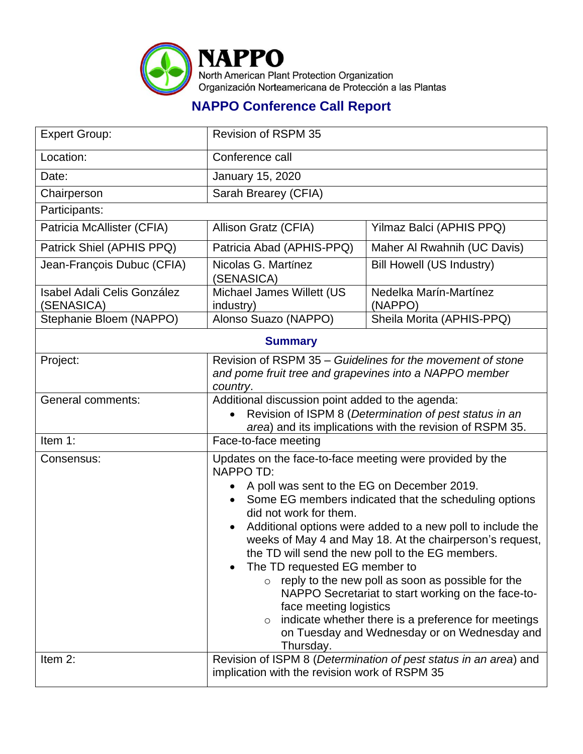# NAPPO

North American Plant Protection Organization
Organización Norteamericana de Protección a las Plantas

## NAPPO Conference Call Report

| Expert Group: | Revision of RSPM 35 | |
|---|---|---|
| Location: | Conference call | |
| Date: | January 15, 2020 | |
| Chairperson | Sarah Brearey (CFIA) | |
| Participants: | | |
| Patricia McAllister (CFIA) | Allison Gratz (CFIA) | Yilmaz Balci (APHIS PPQ) |
| Patrick Shiel (APHIS PPQ) | Patricia Abad (APHIS-PPQ) | Maher Al Rwahnih (UC Davis) |
| Jean-François Dubuc (CFIA) | Nicolas G. Martínez (SENASICA) | Bill Howell (US Industry) |
| Isabel Adali Celis González (SENASICA) | Michael James Willett (US industry) | Nedelka Marín-Martínez (NAPPO) |
| Stephanie Bloem (NAPPO) | Alonso Suazo (NAPPO) | Sheila Morita (APHIS-PPQ) |

**Summary**

| | |
|---|---|
| Project: | Revision of RSPM 35 – *Guidelines for the movement of stone and pome fruit tree and grapevines into a NAPPO member country*. |
| General comments: | Additional discussion point added to the agenda:<br>• Revision of ISPM 8 (*Determination of pest status in an area*) and its implications with the revision of RSPM 35. |
| Item 1: | Face-to-face meeting |
| Consensus: | Updates on the face-to-face meeting were provided by the NAPPO TD:<br>• A poll was sent to the EG on December 2019.<br>• Some EG members indicated that the scheduling options did not work for them.<br>• Additional options were added to a new poll to include the weeks of May 4 and May 18. At the chairperson's request, the TD will send the new poll to the EG members.<br>• The TD requested EG member to<br>  ○ reply to the new poll as soon as possible for the NAPPO Secretariat to start working on the face-to-face meeting logistics<br>  ○ indicate whether there is a preference for meetings on Tuesday and Wednesday or on Wednesday and Thursday. |
| Item 2: | Revision of ISPM 8 (*Determination of pest status in an area*) and implication with the revision work of RSPM 35 |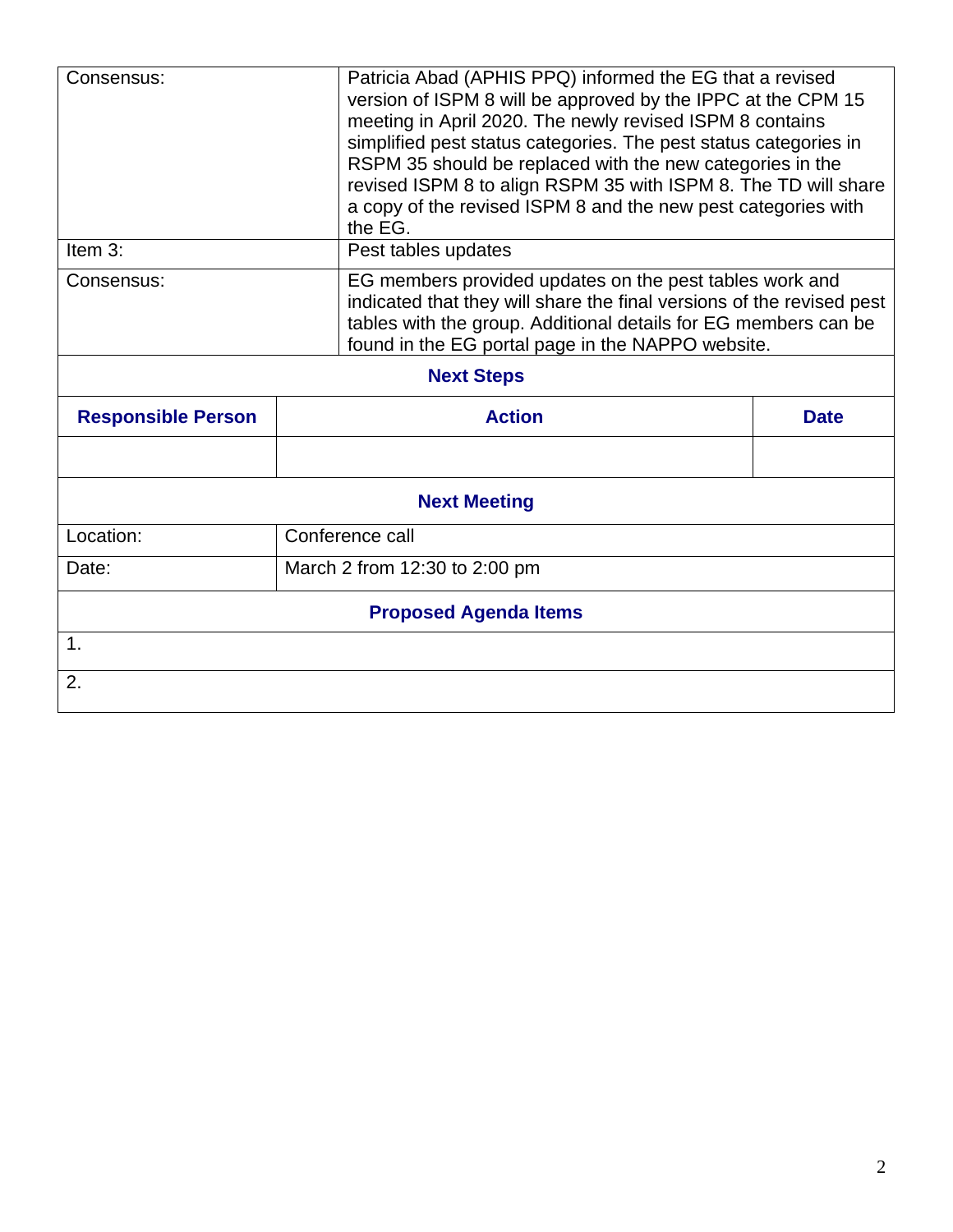| | |
|---|---|
| Consensus: | Patricia Abad (APHIS PPQ) informed the EG that a revised version of ISPM 8 will be approved by the IPPC at the CPM 15 meeting in April 2020. The newly revised ISPM 8 contains simplified pest status categories. The pest status categories in RSPM 35 should be replaced with the new categories in the revised ISPM 8 to align RSPM 35 with ISPM 8. The TD will share a copy of the revised ISPM 8 and the new pest categories with the EG. |
| Item 3: | Pest tables updates |
| Consensus: | EG members provided updates on the pest tables work and indicated that they will share the final versions of the revised pest tables with the group. Additional details for EG members can be found in the EG portal page in the NAPPO website. |

**Next Steps**

| Responsible Person | Action | Date |
|---|---|---|
| | | |

**Next Meeting**

| | |
|---|---|
| Location: | Conference call |
| Date: | March 2 from 12:30 to 2:00 pm |

**Proposed Agenda Items**

1.

2.